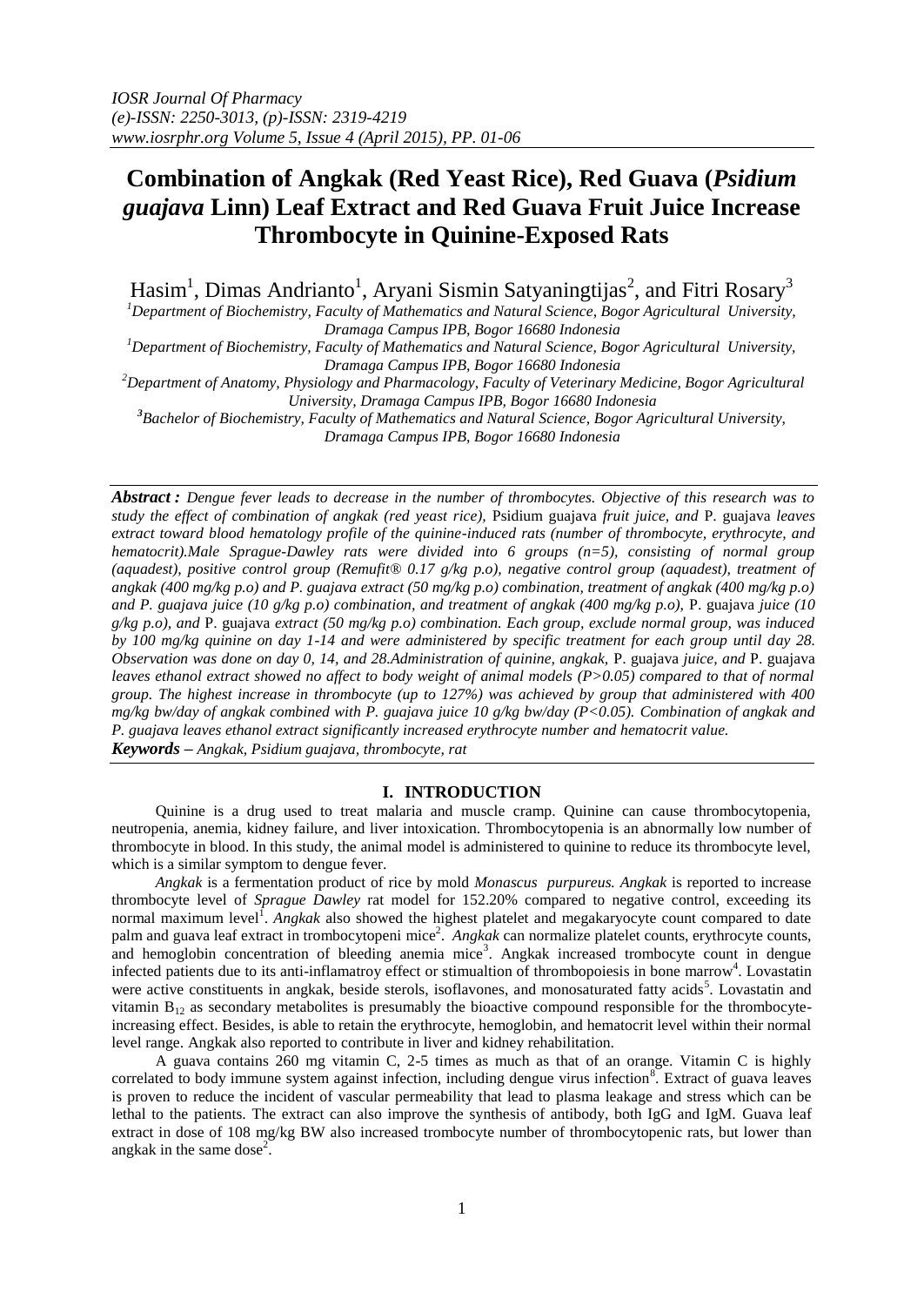# Combination of Angkak (Red Yeast Rice), Red Guava (*Psidium guajava* Linn) Leaf Extract and Red Guava Fruit Juice Increase Thrombocyte in Quinine-Exposed Rats

Hasim[1], Dimas Andrianto[1], Aryani Sismin Satyaningtijas[2], and Fitri Rosary[3]

[1]Department of Biochemistry, Faculty of Mathematics and Natural Science, Bogor Agricultural University, Dramaga Campus IPB, Bogor 16680 Indonesia

[1]Department of Biochemistry, Faculty of Mathematics and Natural Science, Bogor Agricultural University, Dramaga Campus IPB, Bogor 16680 Indonesia

[2]Department of Anatomy, Physiology and Pharmacology, Faculty of Veterinary Medicine, Bogor Agricultural University, Dramaga Campus IPB, Bogor 16680 Indonesia

[3]Bachelor of Biochemistry, Faculty of Mathematics and Natural Science, Bogor Agricultural University, Dramaga Campus IPB, Bogor 16680 Indonesia

***Abstract :*** *Dengue fever leads to decrease in the number of thrombocytes. Objective of this research was to study the effect of combination of angkak (red yeast rice),* Psidium guajava *fruit juice, and* P. guajava *leaves extract toward blood hematology profile of the quinine-induced rats (number of thrombocyte, erythrocyte, and hematocrit).Male Sprague-Dawley rats were divided into 6 groups (n=5), consisting of normal group (aquadest), positive control group (Remufit® 0.17 g/kg p.o), negative control group (aquadest), treatment of angkak (400 mg/kg p.o) and P. guajava extract (50 mg/kg p.o) combination, treatment of angkak (400 mg/kg p.o) and P. guajava juice (10 g/kg p.o) combination, and treatment of angkak (400 mg/kg p.o),* P. guajava *juice (10 g/kg p.o), and* P. guajava *extract (50 mg/kg p.o) combination. Each group, exclude normal group, was induced by 100 mg/kg quinine on day 1-14 and were administered by specific treatment for each group until day 28. Observation was done on day 0, 14, and 28.Administration of quinine, angkak,* P. guajava *juice, and* P. guajava *leaves ethanol extract showed no affect to body weight of animal models (P>0.05) compared to that of normal group. The highest increase in thrombocyte (up to 127%) was achieved by group that administered with 400 mg/kg bw/day of angkak combined with P. guajava juice 10 g/kg bw/day (P<0.05). Combination of angkak and P. guajava leaves ethanol extract significantly increased erythrocyte number and hematocrit value.*

***Keywords –*** *Angkak, Psidium guajava, thrombocyte, rat*

## I. INTRODUCTION

Quinine is a drug used to treat malaria and muscle cramp. Quinine can cause thrombocytopenia, neutropenia, anemia, kidney failure, and liver intoxication. Thrombocytopenia is an abnormally low number of thrombocyte in blood. In this study, the animal model is administered to quinine to reduce its thrombocyte level, which is a similar symptom to dengue fever.

*Angkak* is a fermentation product of rice by mold *Monascus purpureus. Angkak* is reported to increase thrombocyte level of *Sprague Dawley* rat model for 152.20% compared to negative control, exceeding its normal maximum level[1]. *Angkak* also showed the highest platelet and megakaryocyte count compared to date palm and guava leaf extract in trombocytopeni mice[2]. *Angkak* can normalize platelet counts, erythrocyte counts, and hemoglobin concentration of bleeding anemia mice[3]. Angkak increased trombocyte count in dengue infected patients due to its anti-inflamatroy effect or stimualtion of thrombopoiesis in bone marrow[4]. Lovastatin were active constituents in angkak, beside sterols, isoflavones, and monosaturated fatty acids[5]. Lovastatin and vitamin $B_{12}$ as secondary metabolites is presumably the bioactive compound responsible for the thrombocyte-increasing effect. Besides, is able to retain the erythrocyte, hemoglobin, and hematocrit level within their normal level range. Angkak also reported to contribute in liver and kidney rehabilitation.

A guava contains 260 mg vitamin C, 2-5 times as much as that of an orange. Vitamin C is highly correlated to body immune system against infection, including dengue virus infection[8]. Extract of guava leaves is proven to reduce the incident of vascular permeability that lead to plasma leakage and stress which can be lethal to the patients. The extract can also improve the synthesis of antibody, both IgG and IgM. Guava leaf extract in dose of 108 mg/kg BW also increased trombocyte number of thrombocytopenic rats, but lower than angkak in the same dose[2].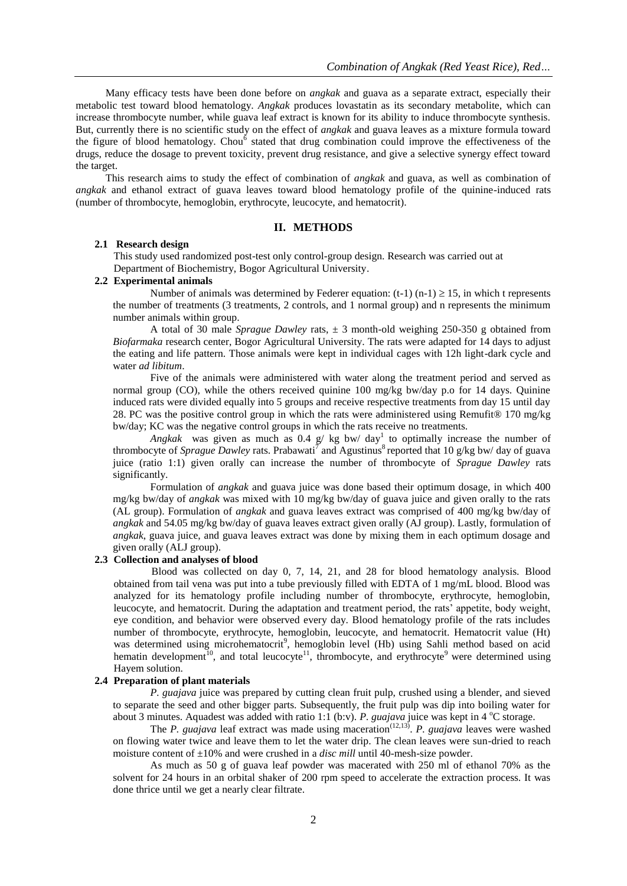Many efficacy tests have been done before on *angkak* and guava as a separate extract, especially their metabolic test toward blood hematology. *Angkak* produces lovastatin as its secondary metabolite, which can increase thrombocyte number, while guava leaf extract is known for its ability to induce thrombocyte synthesis. But, currently there is no scientific study on the effect of *angkak* and guava leaves as a mixture formula toward the figure of blood hematology. Chou[6] stated that drug combination could improve the effectiveness of the drugs, reduce the dosage to prevent toxicity, prevent drug resistance, and give a selective synergy effect toward the target.

This research aims to study the effect of combination of *angkak* and guava, as well as combination of *angkak* and ethanol extract of guava leaves toward blood hematology profile of the quinine-induced rats (number of thrombocyte, hemoglobin, erythrocyte, leucocyte, and hematocrit).

## II. METHODS

### 2.1 Research design

This study used randomized post-test only control-group design. Research was carried out at Department of Biochemistry, Bogor Agricultural University.

### 2.2 Experimental animals

Number of animals was determined by Federer equation: $(t-1)(n-1) \geq 15$, in which t represents the number of treatments (3 treatments, 2 controls, and 1 normal group) and n represents the minimum number animals within group.

A total of 30 male *Sprague Dawley* rats, ± 3 month-old weighing 250-350 g obtained from *Biofarmaka* research center, Bogor Agricultural University. The rats were adapted for 14 days to adjust the eating and life pattern. Those animals were kept in individual cages with 12h light-dark cycle and water *ad libitum*.

Five of the animals were administered with water along the treatment period and served as normal group (CO), while the others received quinine 100 mg/kg bw/day p.o for 14 days. Quinine induced rats were divided equally into 5 groups and receive respective treatments from day 15 until day 28. PC was the positive control group in which the rats were administered using Remufit® 170 mg/kg bw/day; KC was the negative control groups in which the rats receive no treatments.

*Angkak* was given as much as 0.4 g/ kg bw/ day[1] to optimally increase the number of thrombocyte of *Sprague Dawley* rats. Prabawati[7] and Agustinus[8] reported that 10 g/kg bw/ day of guava juice (ratio 1:1) given orally can increase the number of thrombocyte of *Sprague Dawley* rats significantly.

Formulation of *angkak* and guava juice was done based their optimum dosage, in which 400 mg/kg bw/day of *angkak* was mixed with 10 mg/kg bw/day of guava juice and given orally to the rats (AL group). Formulation of *angkak* and guava leaves extract was comprised of 400 mg/kg bw/day of *angkak* and 54.05 mg/kg bw/day of guava leaves extract given orally (AJ group). Lastly, formulation of *angkak*, guava juice, and guava leaves extract was done by mixing them in each optimum dosage and given orally (ALJ group).

### 2.3 Collection and analyses of blood

Blood was collected on day 0, 7, 14, 21, and 28 for blood hematology analysis. Blood obtained from tail vena was put into a tube previously filled with EDTA of 1 mg/mL blood. Blood was analyzed for its hematology profile including number of thrombocyte, erythrocyte, hemoglobin, leucocyte, and hematocrit. During the adaptation and treatment period, the rats' appetite, body weight, eye condition, and behavior were observed every day. Blood hematology profile of the rats includes number of thrombocyte, erythrocyte, hemoglobin, leucocyte, and hematocrit. Hematocrit value (Ht) was determined using microhematocrit[9], hemoglobin level (Hb) using Sahli method based on acid hematin development[10], and total leucocyte[11], thrombocyte, and erythrocyte[9] were determined using Hayem solution.

### 2.4 Preparation of plant materials

*P. guajava* juice was prepared by cutting clean fruit pulp, crushed using a blender, and sieved to separate the seed and other bigger parts. Subsequently, the fruit pulp was dip into boiling water for about 3 minutes. Aquadest was added with ratio 1:1 (b:v). *P. guajava* juice was kept in 4 °C storage.

The *P. guajava* leaf extract was made using maceration[12,13]. *P. guajava* leaves were washed on flowing water twice and leave them to let the water drip. The clean leaves were sun-dried to reach moisture content of ±10% and were crushed in a *disc mill* until 40-mesh-size powder.

As much as 50 g of guava leaf powder was macerated with 250 ml of ethanol 70% as the solvent for 24 hours in an orbital shaker of 200 rpm speed to accelerate the extraction process. It was done thrice until we get a nearly clear filtrate.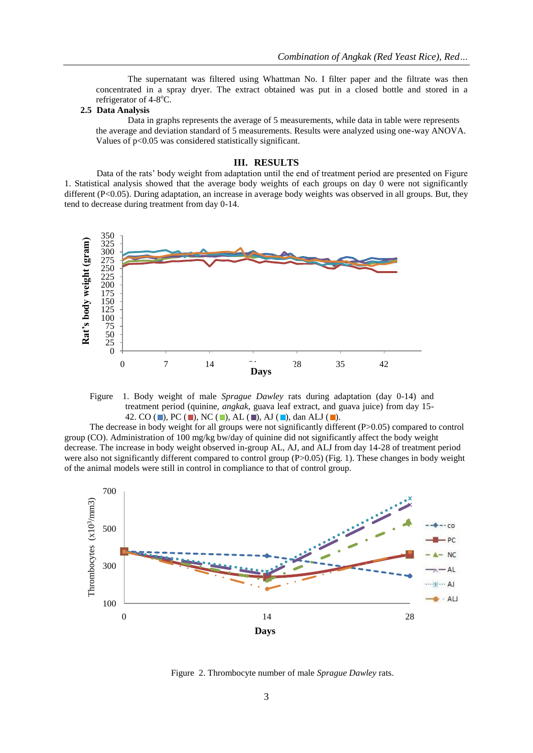The supernatant was filtered using Whattman No. I filter paper and the filtrate was then concentrated in a spray dryer. The extract obtained was put in a closed bottle and stored in a refrigerator of 4-8°C.

### 2.5 Data Analysis

Data in graphs represents the average of 5 measurements, while data in table were represents the average and deviation standard of 5 measurements. Results were analyzed using one-way ANOVA. Values of $p<0.05$ was considered statistically significant.

## III. RESULTS

Data of the rats' body weight from adaptation until the end of treatment period are presented on Figure 1. Statistical analysis showed that the average body weights of each groups on day 0 were not significantly different ($P<0.05$). During adaptation, an increase in average body weights was observed in all groups. But, they tend to decrease during treatment from day 0-14.

Figure 1. Body weight of male *Sprague Dawley* rats during adaptation (day 0-14) and treatment period (quinine, *angkak*, guava leaf extract, and guava juice) from day 15-42. CO (■), PC (■), NC (■), AL (■), AJ (■), dan ALJ (■).

The decrease in body weight for all groups were not significantly different ($P>0.05$) compared to control group (CO). Administration of 100 mg/kg bw/day of quinine did not significantly affect the body weight decrease. The increase in body weight observed in-group AL, AJ, and ALJ from day 14-28 of treatment period were also not significantly different compared to control group ($P>0.05$) (Fig. 1). These changes in body weight of the animal models were still in control in compliance to that of control group.

Figure 2. Thrombocyte number of male *Sprague Dawley* rats.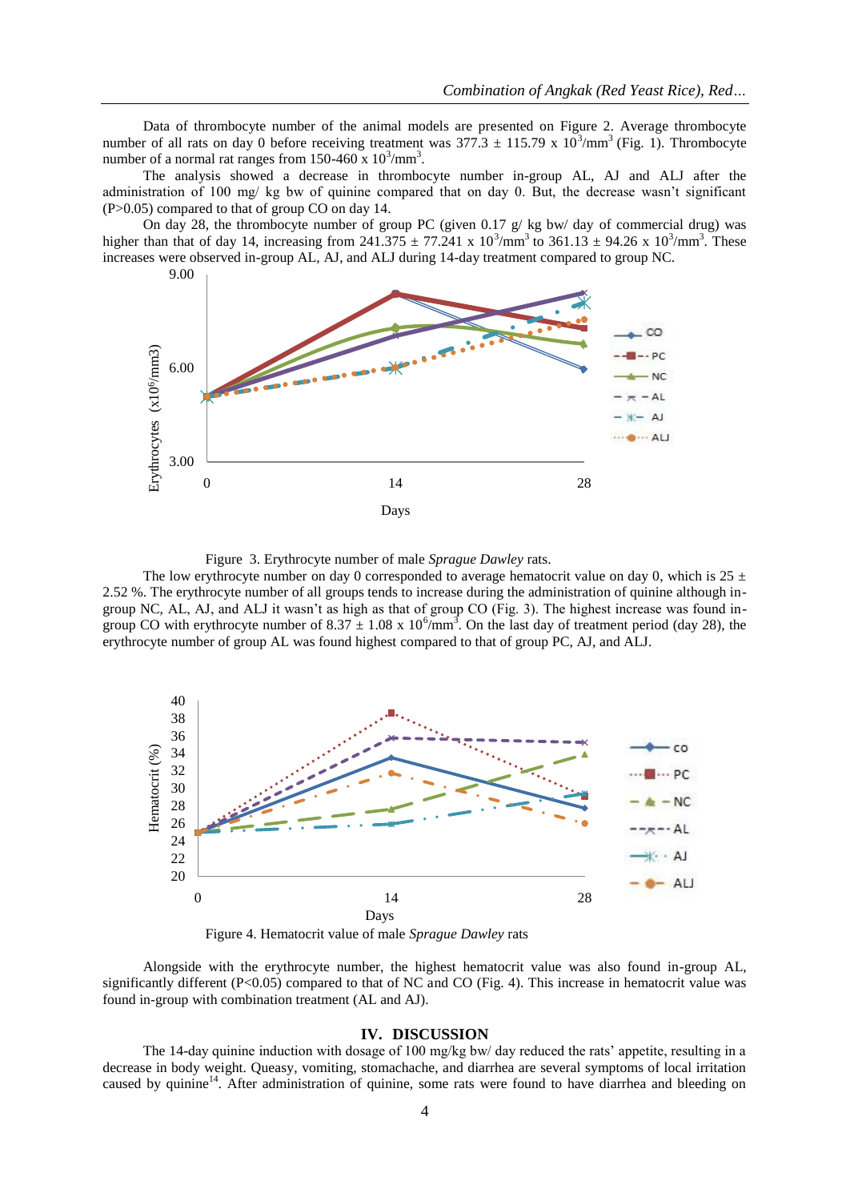Data of thrombocyte number of the animal models are presented on Figure 2. Average thrombocyte number of all rats on day 0 before receiving treatment was 377.3 ± 115.79 x $10^3$/mm$^3$ (Fig. 1). Thrombocyte number of a normal rat ranges from 150-460 x $10^3$/mm$^3$.

The analysis showed a decrease in thrombocyte number in-group AL, AJ and ALJ after the administration of 100 mg/ kg bw of quinine compared that on day 0. But, the decrease wasn't significant (P>0.05) compared to that of group CO on day 14.

On day 28, the thrombocyte number of group PC (given 0.17 g/ kg bw/ day of commercial drug) was higher than that of day 14, increasing from 241.375 ± 77.241 x $10^3$/mm$^3$ to 361.13 ± 94.26 x $10^3$/mm$^3$. These increases were observed in-group AL, AJ, and ALJ during 14-day treatment compared to group NC.

Figure 3. Erythrocyte number of male *Sprague Dawley* rats.

The low erythrocyte number on day 0 corresponded to average hematocrit value on day 0, which is 25 ± 2.52 %. The erythrocyte number of all groups tends to increase during the administration of quinine although in-group NC, AL, AJ, and ALJ it wasn't as high as that of group CO (Fig. 3). The highest increase was found in-group CO with erythrocyte number of 8.37 ± 1.08 x $10^6$/mm$^3$. On the last day of treatment period (day 28), the erythrocyte number of group AL was found highest compared to that of group PC, AJ, and ALJ.

Figure 4. Hematocrit value of male *Sprague Dawley* rats

Alongside with the erythrocyte number, the highest hematocrit value was also found in-group AL, significantly different (P<0.05) compared to that of NC and CO (Fig. 4). This increase in hematocrit value was found in-group with combination treatment (AL and AJ).

## IV. DISCUSSION

The 14-day quinine induction with dosage of 100 mg/kg bw/ day reduced the rats' appetite, resulting in a decrease in body weight. Queasy, vomiting, stomachache, and diarrhea are several symptoms of local irritation caused by quinine[14]. After administration of quinine, some rats were found to have diarrhea and bleeding on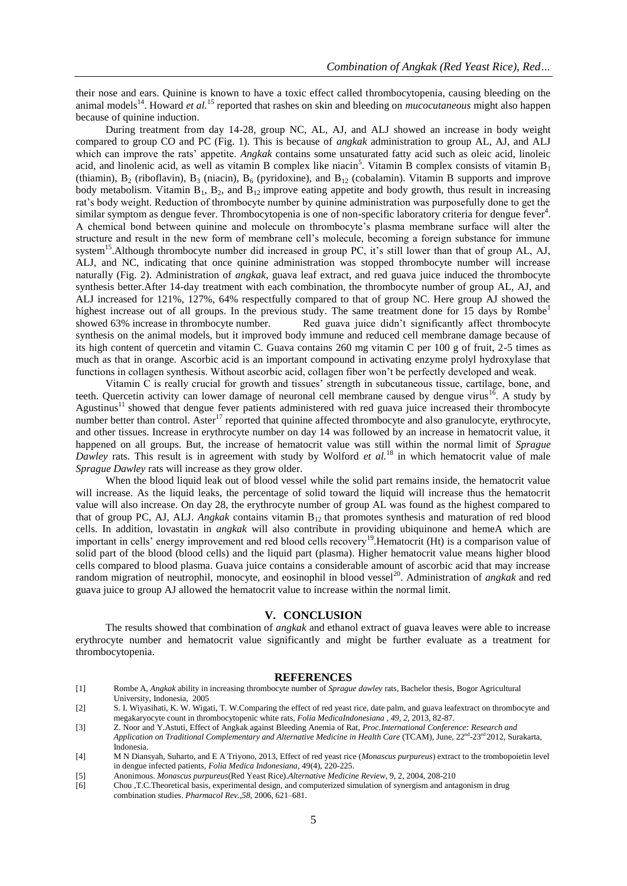their nose and ears. Quinine is known to have a toxic effect called thrombocytopenia, causing bleeding on the animal models[14]. Howard *et al.*[15] reported that rashes on skin and bleeding on *mucocutaneous* might also happen because of quinine induction.

During treatment from day 14-28, group NC, AL, AJ, and ALJ showed an increase in body weight compared to group CO and PC (Fig. 1). This is because of *angkak* administration to group AL, AJ, and ALJ which can improve the rats' appetite. *Angkak* contains some unsaturated fatty acid such as oleic acid, linoleic acid, and linolenic acid, as well as vitamin B complex like niacin[5]. Vitamin B complex consists of vitamin $B_1$ (thiamin), $B_2$ (riboflavin), $B_3$ (niacin), $B_6$ (pyridoxine), and $B_{12}$ (cobalamin). Vitamin B supports and improve body metabolism. Vitamin $B_1$, $B_2$, and $B_{12}$ improve eating appetite and body growth, thus result in increasing rat's body weight. Reduction of thrombocyte number by quinine administration was purposefully done to get the similar symptom as dengue fever. Thrombocytopenia is one of non-specific laboratory criteria for dengue fever[4]. A chemical bond between quinine and molecule on thrombocyte's plasma membrane surface will alter the structure and result in the new form of membrane cell's molecule, becoming a foreign substance for immune system[15].Although thrombocyte number did increased in group PC, it's still lower than that of group AL, AJ, ALJ, and NC, indicating that once quinine administration was stopped thrombocyte number will increase naturally (Fig. 2). Administration of *angkak*, guava leaf extract, and red guava juice induced the thrombocyte synthesis better.After 14-day treatment with each combination, the thrombocyte number of group AL, AJ, and ALJ increased for 121%, 127%, 64% respectfully compared to that of group NC. Here group AJ showed the highest increase out of all groups. In the previous study. The same treatment done for 15 days by Rombe[1] showed 63% increase in thrombocyte number. Red guava juice didn't significantly affect thrombocyte synthesis on the animal models, but it improved body immune and reduced cell membrane damage because of its high content of quercetin and vitamin C. Guava contains 260 mg vitamin C per 100 g of fruit, 2-5 times as much as that in orange. Ascorbic acid is an important compound in activating enzyme prolyl hydroxylase that functions in collagen synthesis. Without ascorbic acid, collagen fiber won't be perfectly developed and weak.

Vitamin C is really crucial for growth and tissues' strength in subcutaneous tissue, cartilage, bone, and teeth. Quercetin activity can lower damage of neuronal cell membrane caused by dengue virus[16]. A study by Agustinus[11] showed that dengue fever patients administered with red guava juice increased their thrombocyte number better than control. Aster[17] reported that quinine affected thrombocyte and also granulocyte, erythrocyte, and other tissues. Increase in erythrocyte number on day 14 was followed by an increase in hematocrit value, it happened on all groups. But, the increase of hematocrit value was still within the normal limit of *Sprague Dawley* rats. This result is in agreement with study by Wolford *et al.*[18] in which hematocrit value of male *Sprague Dawley* rats will increase as they grow older.

When the blood liquid leak out of blood vessel while the solid part remains inside, the hematocrit value will increase. As the liquid leaks, the percentage of solid toward the liquid will increase thus the hematocrit value will also increase. On day 28, the erythrocyte number of group AL was found as the highest compared to that of group PC, AJ, ALJ. *Angkak* contains vitamin $B_{12}$ that promotes synthesis and maturation of red blood cells. In addition, lovastatin in *angkak* will also contribute in providing ubiquinone and hemeA which are important in cells' energy improvement and red blood cells recovery[19].Hematocrit (Ht) is a comparison value of solid part of the blood (blood cells) and the liquid part (plasma). Higher hematocrit value means higher blood cells compared to blood plasma. Guava juice contains a considerable amount of ascorbic acid that may increase random migration of neutrophil, monocyte, and eosinophil in blood vessel[20]. Administration of *angkak* and red guava juice to group AJ allowed the hematocrit value to increase within the normal limit.

## V. CONCLUSION

The results showed that combination of *angkak* and ethanol extract of guava leaves were able to increase erythrocyte number and hematocrit value significantly and might be further evaluate as a treatment for thrombocytopenia.

## REFERENCES

[1] Rombe A, *Angkak* ability in increasing thrombocyte number of *Sprague dawley* rats, Bachelor thesis, Bogor Agricultural University, Indonesia, 2005

[2] S. I. Wiyasihati, K. W. Wigati, T. W.Comparing the effect of red yeast rice, date palm, and guava leafextract on thrombocyte and megakaryocyte count in thrombocytopenic white rats, *Folia MedicaIndonesiana , 49, 2*, 2013, 82-87.

[3] Z. Noor and Y.Astuti, Effect of Angkak against Bleeding Anemia of Rat, *Proc.International Conference: Research and Application on Traditional Complementary and Alternative Medicine in Health Care* (TCAM), June, 22nd-23rd 2012, Surakarta, Indonesia.

[4] M N Diansyah, Suharto, and E A Triyono, 2013, Effect of red yeast rice (*Monascus purpureus*) extract to the trombopoietin level in dengue infected patients, *Folia Medica Indonesiana*, 49(4), 220-225.

[5] Anonimous. *Monascus purpureus*(Red Yeast Rice).*Alternative Medicine Review*, 9, 2, 2004, 208-210

[6] Chou ,T.C.Theoretical basis, experimental design, and computerized simulation of synergism and antagonism in drug combination studies. *Pharmacol Rev.,58*, 2006, 621–681.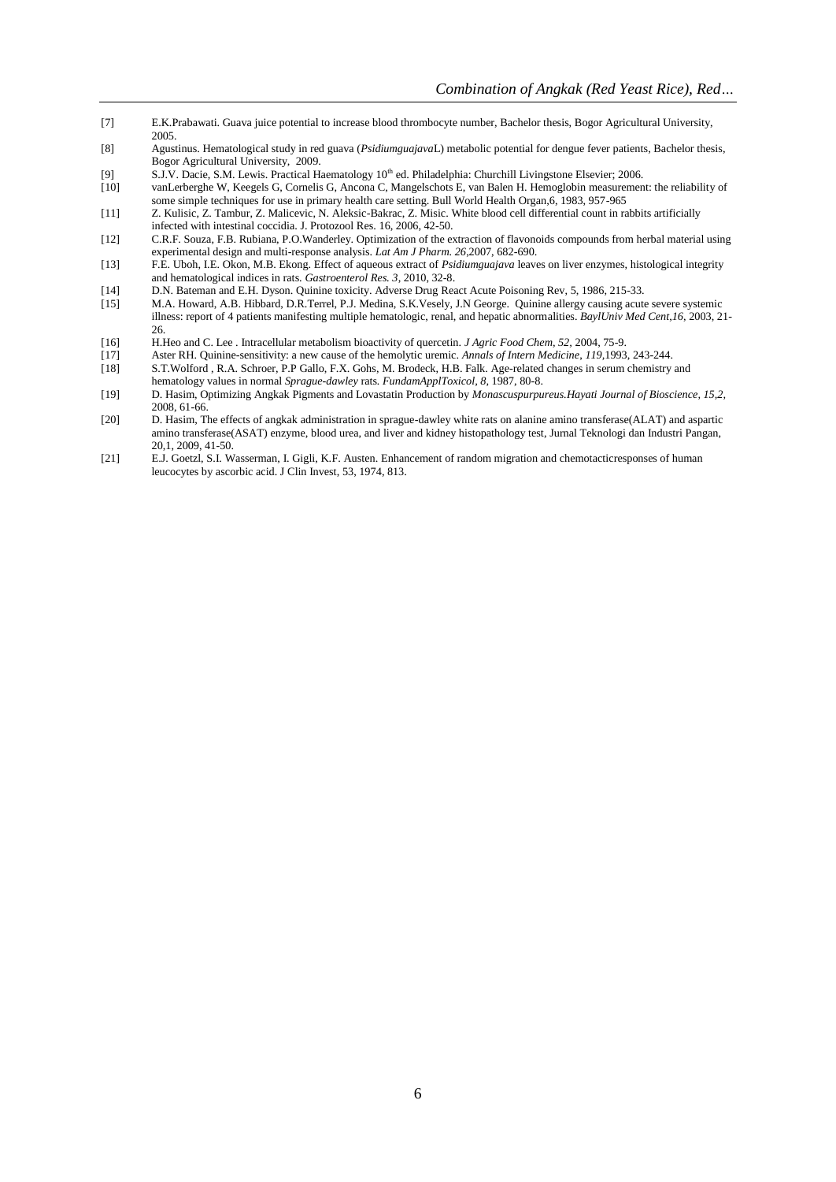[7] E.K.Prabawati. Guava juice potential to increase blood thrombocyte number, Bachelor thesis, Bogor Agricultural University, 2005.

[8] Agustinus. Hematological study in red guava (*Psidiumguajava*L) metabolic potential for dengue fever patients, Bachelor thesis, Bogor Agricultural University, 2009.

[9] S.J.V. Dacie, S.M. Lewis. Practical Haematology 10th ed. Philadelphia: Churchill Livingstone Elsevier; 2006.

[10] vanLerberghe W, Keegels G, Cornelis G, Ancona C, Mangelschots E, van Balen H. Hemoglobin measurement: the reliability of some simple techniques for use in primary health care setting. Bull World Health Organ,6, 1983, 957-965

[11] Z. Kulisic, Z. Tambur, Z. Malicevic, N. Aleksic-Bakrac, Z. Misic. White blood cell differential count in rabbits artificially infected with intestinal coccidia. J. Protozool Res. 16, 2006, 42-50.

[12] C.R.F. Souza, F.B. Rubiana, P.O.Wanderley. Optimization of the extraction of flavonoids compounds from herbal material using experimental design and multi-response analysis. *Lat Am J Pharm. 26*,2007, 682-690.

[13] F.E. Uboh, I.E. Okon, M.B. Ekong. Effect of aqueous extract of *Psidiumguajava* leaves on liver enzymes, histological integrity and hematological indices in rats. *Gastroenterol Res. 3*, 2010, 32-8.

[14] D.N. Bateman and E.H. Dyson. Quinine toxicity. Adverse Drug React Acute Poisoning Rev, 5, 1986, 215-33.

[15] M.A. Howard, A.B. Hibbard, D.R.Terrel, P.J. Medina, S.K.Vesely, J.N George. Quinine allergy causing acute severe systemic illness: report of 4 patients manifesting multiple hematologic, renal, and hepatic abnormalities. *BaylUniv Med Cent,16*, 2003, 21-26.

[16] H.Heo and C. Lee . Intracellular metabolism bioactivity of quercetin. *J Agric Food Chem, 52,* 2004, 75-9.

[17] Aster RH. Quinine-sensitivity: a new cause of the hemolytic uremic. *Annals of Intern Medicine, 119*,1993, 243-244.

[18] S.T.Wolford , R.A. Schroer, P.P Gallo, F.X. Gohs, M. Brodeck, H.B. Falk. Age-related changes in serum chemistry and hematology values in normal *Sprague-dawley* rats*. FundamApplToxicol, 8,* 1987, 80-8.

[19] D. Hasim, Optimizing Angkak Pigments and Lovastatin Production by *Monascuspurpureus.Hayati Journal of Bioscience, 15,2,* 2008, 61-66.

[20] D. Hasim, The effects of angkak administration in sprague-dawley white rats on alanine amino transferase(ALAT) and aspartic amino transferase(ASAT) enzyme, blood urea, and liver and kidney histopathology test, Jurnal Teknologi dan Industri Pangan, 20,1, 2009, 41-50.

[21] E.J. Goetzl, S.I. Wasserman, I. Gigli, K.F. Austen. Enhancement of random migration and chemotacticresponses of human leucocytes by ascorbic acid. J Clin Invest, 53, 1974, 813.